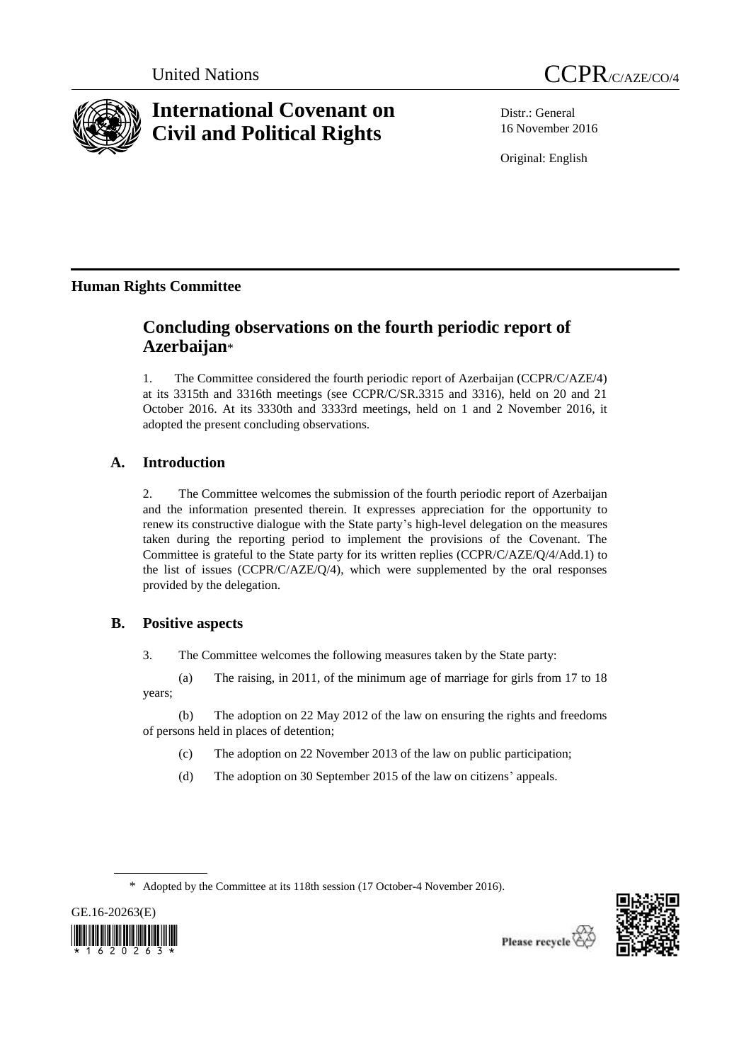United Nations CCPR/C/AZE/CO/4

# International Covenant on Civil and Political Rights

Distr.: General
16 November 2016

Original: English

**Human Rights Committee**

## Concluding observations on the fourth periodic report of Azerbaijan*

1. The Committee considered the fourth periodic report of Azerbaijan (CCPR/C/AZE/4) at its 3315th and 3316th meetings (see CCPR/C/SR.3315 and 3316), held on 20 and 21 October 2016. At its 3330th and 3333rd meetings, held on 1 and 2 November 2016, it adopted the present concluding observations.

### A. Introduction

2. The Committee welcomes the submission of the fourth periodic report of Azerbaijan and the information presented therein. It expresses appreciation for the opportunity to renew its constructive dialogue with the State party's high-level delegation on the measures taken during the reporting period to implement the provisions of the Covenant. The Committee is grateful to the State party for its written replies (CCPR/C/AZE/Q/4/Add.1) to the list of issues (CCPR/C/AZE/Q/4), which were supplemented by the oral responses provided by the delegation.

### B. Positive aspects

3. The Committee welcomes the following measures taken by the State party:

(a) The raising, in 2011, of the minimum age of marriage for girls from 17 to 18 years;

(b) The adoption on 22 May 2012 of the law on ensuring the rights and freedoms of persons held in places of detention;

(c) The adoption on 22 November 2013 of the law on public participation;

(d) The adoption on 30 September 2015 of the law on citizens' appeals.

\* Adopted by the Committee at its 118th session (17 October-4 November 2016).

GE.16-20263(E)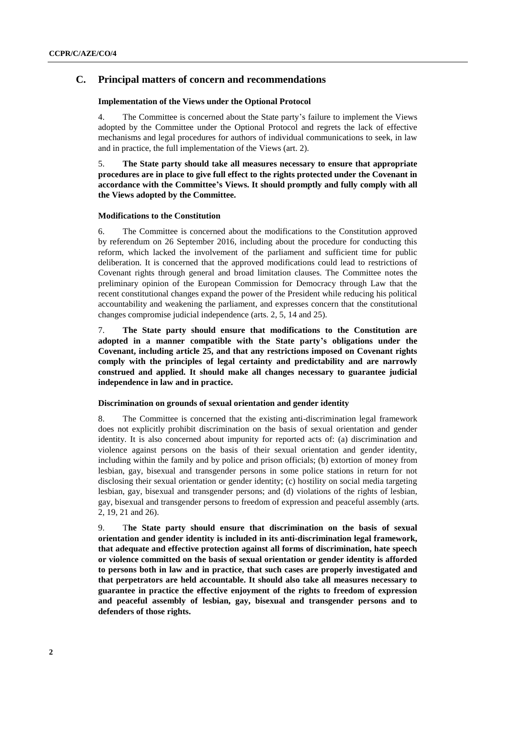## C. Principal matters of concern and recommendations

### Implementation of the Views under the Optional Protocol

4. The Committee is concerned about the State party's failure to implement the Views adopted by the Committee under the Optional Protocol and regrets the lack of effective mechanisms and legal procedures for authors of individual communications to seek, in law and in practice, the full implementation of the Views (art. 2).

5. **The State party should take all measures necessary to ensure that appropriate procedures are in place to give full effect to the rights protected under the Covenant in accordance with the Committee's Views. It should promptly and fully comply with all the Views adopted by the Committee.**

### Modifications to the Constitution

6. The Committee is concerned about the modifications to the Constitution approved by referendum on 26 September 2016, including about the procedure for conducting this reform, which lacked the involvement of the parliament and sufficient time for public deliberation. It is concerned that the approved modifications could lead to restrictions of Covenant rights through general and broad limitation clauses. The Committee notes the preliminary opinion of the European Commission for Democracy through Law that the recent constitutional changes expand the power of the President while reducing his political accountability and weakening the parliament, and expresses concern that the constitutional changes compromise judicial independence (arts. 2, 5, 14 and 25).

7. **The State party should ensure that modifications to the Constitution are adopted in a manner compatible with the State party's obligations under the Covenant, including article 25, and that any restrictions imposed on Covenant rights comply with the principles of legal certainty and predictability and are narrowly construed and applied. It should make all changes necessary to guarantee judicial independence in law and in practice.**

### Discrimination on grounds of sexual orientation and gender identity

8. The Committee is concerned that the existing anti-discrimination legal framework does not explicitly prohibit discrimination on the basis of sexual orientation and gender identity. It is also concerned about impunity for reported acts of: (a) discrimination and violence against persons on the basis of their sexual orientation and gender identity, including within the family and by police and prison officials; (b) extortion of money from lesbian, gay, bisexual and transgender persons in some police stations in return for not disclosing their sexual orientation or gender identity; (c) hostility on social media targeting lesbian, gay, bisexual and transgender persons; and (d) violations of the rights of lesbian, gay, bisexual and transgender persons to freedom of expression and peaceful assembly (arts. 2, 19, 21 and 26).

9. **The State party should ensure that discrimination on the basis of sexual orientation and gender identity is included in its anti-discrimination legal framework, that adequate and effective protection against all forms of discrimination, hate speech or violence committed on the basis of sexual orientation or gender identity is afforded to persons both in law and in practice, that such cases are properly investigated and that perpetrators are held accountable. It should also take all measures necessary to guarantee in practice the effective enjoyment of the rights to freedom of expression and peaceful assembly of lesbian, gay, bisexual and transgender persons and to defenders of those rights.**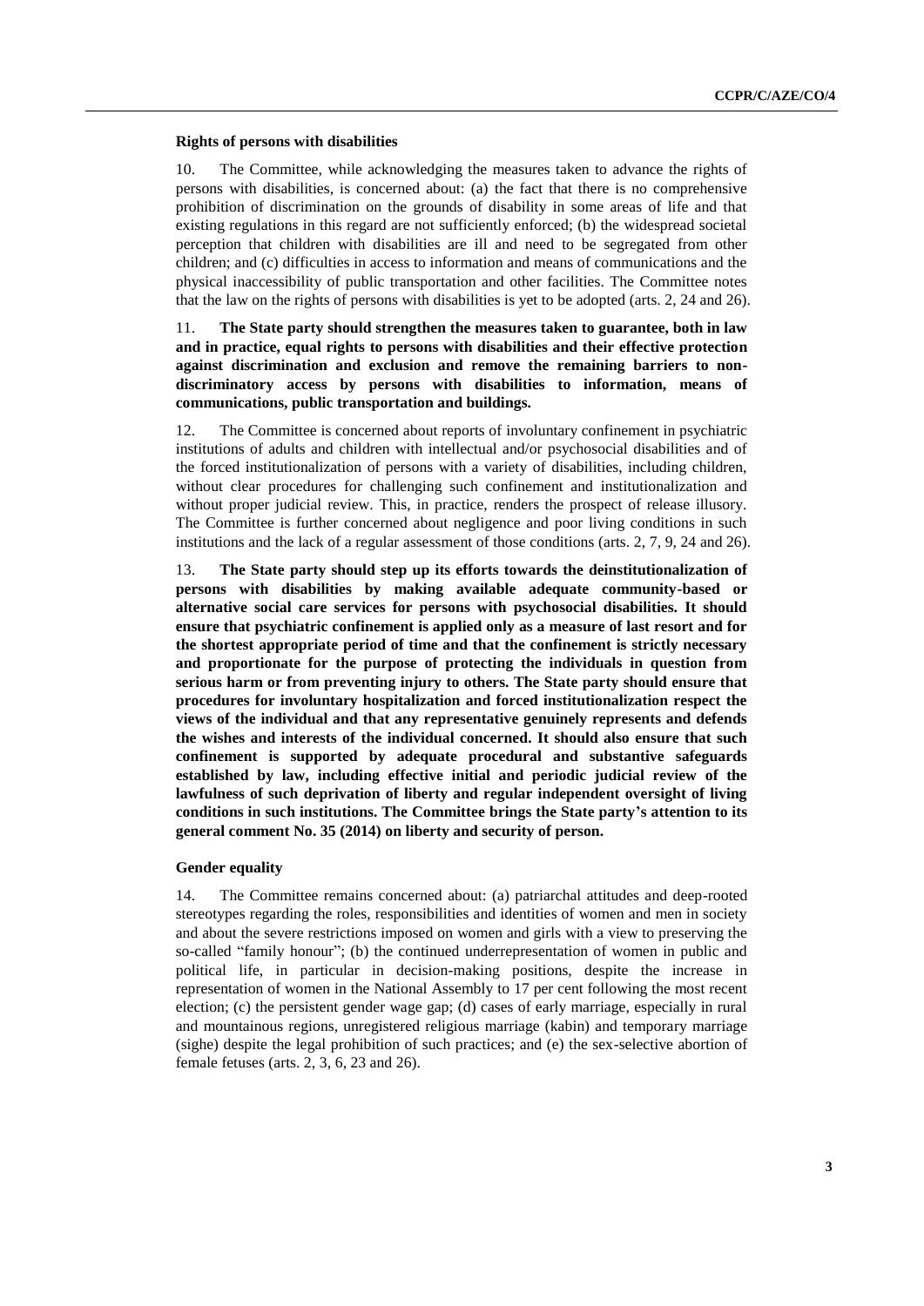### Rights of persons with disabilities

10. The Committee, while acknowledging the measures taken to advance the rights of persons with disabilities, is concerned about: (a) the fact that there is no comprehensive prohibition of discrimination on the grounds of disability in some areas of life and that existing regulations in this regard are not sufficiently enforced; (b) the widespread societal perception that children with disabilities are ill and need to be segregated from other children; and (c) difficulties in access to information and means of communications and the physical inaccessibility of public transportation and other facilities. The Committee notes that the law on the rights of persons with disabilities is yet to be adopted (arts. 2, 24 and 26).

11. **The State party should strengthen the measures taken to guarantee, both in law and in practice, equal rights to persons with disabilities and their effective protection against discrimination and exclusion and remove the remaining barriers to non-discriminatory access by persons with disabilities to information, means of communications, public transportation and buildings.**

12. The Committee is concerned about reports of involuntary confinement in psychiatric institutions of adults and children with intellectual and/or psychosocial disabilities and of the forced institutionalization of persons with a variety of disabilities, including children, without clear procedures for challenging such confinement and institutionalization and without proper judicial review. This, in practice, renders the prospect of release illusory. The Committee is further concerned about negligence and poor living conditions in such institutions and the lack of a regular assessment of those conditions (arts. 2, 7, 9, 24 and 26).

13. **The State party should step up its efforts towards the deinstitutionalization of persons with disabilities by making available adequate community-based or alternative social care services for persons with psychosocial disabilities. It should ensure that psychiatric confinement is applied only as a measure of last resort and for the shortest appropriate period of time and that the confinement is strictly necessary and proportionate for the purpose of protecting the individuals in question from serious harm or from preventing injury to others. The State party should ensure that procedures for involuntary hospitalization and forced institutionalization respect the views of the individual and that any representative genuinely represents and defends the wishes and interests of the individual concerned. It should also ensure that such confinement is supported by adequate procedural and substantive safeguards established by law, including effective initial and periodic judicial review of the lawfulness of such deprivation of liberty and regular independent oversight of living conditions in such institutions. The Committee brings the State party's attention to its general comment No. 35 (2014) on liberty and security of person.**

### Gender equality

14. The Committee remains concerned about: (a) patriarchal attitudes and deep-rooted stereotypes regarding the roles, responsibilities and identities of women and men in society and about the severe restrictions imposed on women and girls with a view to preserving the so-called "family honour"; (b) the continued underrepresentation of women in public and political life, in particular in decision-making positions, despite the increase in representation of women in the National Assembly to 17 per cent following the most recent election; (c) the persistent gender wage gap; (d) cases of early marriage, especially in rural and mountainous regions, unregistered religious marriage (kabin) and temporary marriage (sighe) despite the legal prohibition of such practices; and (e) the sex-selective abortion of female fetuses (arts. 2, 3, 6, 23 and 26).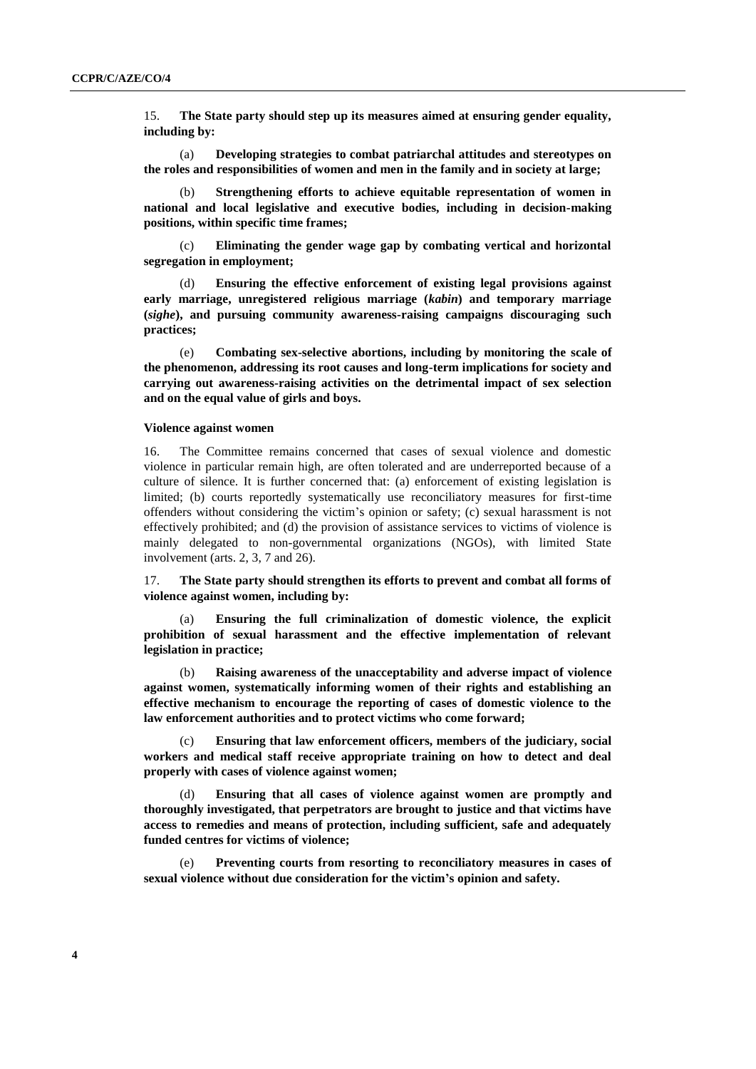15. **The State party should step up its measures aimed at ensuring gender equality, including by:**

(a) **Developing strategies to combat patriarchal attitudes and stereotypes on the roles and responsibilities of women and men in the family and in society at large;**

(b) **Strengthening efforts to achieve equitable representation of women in national and local legislative and executive bodies, including in decision-making positions, within specific time frames;**

(c) **Eliminating the gender wage gap by combating vertical and horizontal segregation in employment;**

(d) **Ensuring the effective enforcement of existing legal provisions against early marriage, unregistered religious marriage (*kabin*) and temporary marriage (*sighe*), and pursuing community awareness-raising campaigns discouraging such practices;**

(e) **Combating sex-selective abortions, including by monitoring the scale of the phenomenon, addressing its root causes and long-term implications for society and carrying out awareness-raising activities on the detrimental impact of sex selection and on the equal value of girls and boys.**

### Violence against women

16. The Committee remains concerned that cases of sexual violence and domestic violence in particular remain high, are often tolerated and are underreported because of a culture of silence. It is further concerned that: (a) enforcement of existing legislation is limited; (b) courts reportedly systematically use reconciliatory measures for first-time offenders without considering the victim's opinion or safety; (c) sexual harassment is not effectively prohibited; and (d) the provision of assistance services to victims of violence is mainly delegated to non-governmental organizations (NGOs), with limited State involvement (arts. 2, 3, 7 and 26).

17. **The State party should strengthen its efforts to prevent and combat all forms of violence against women, including by:**

(a) **Ensuring the full criminalization of domestic violence, the explicit prohibition of sexual harassment and the effective implementation of relevant legislation in practice;**

(b) **Raising awareness of the unacceptability and adverse impact of violence against women, systematically informing women of their rights and establishing an effective mechanism to encourage the reporting of cases of domestic violence to the law enforcement authorities and to protect victims who come forward;**

(c) **Ensuring that law enforcement officers, members of the judiciary, social workers and medical staff receive appropriate training on how to detect and deal properly with cases of violence against women;**

(d) **Ensuring that all cases of violence against women are promptly and thoroughly investigated, that perpetrators are brought to justice and that victims have access to remedies and means of protection, including sufficient, safe and adequately funded centres for victims of violence;**

(e) **Preventing courts from resorting to reconciliatory measures in cases of sexual violence without due consideration for the victim's opinion and safety.**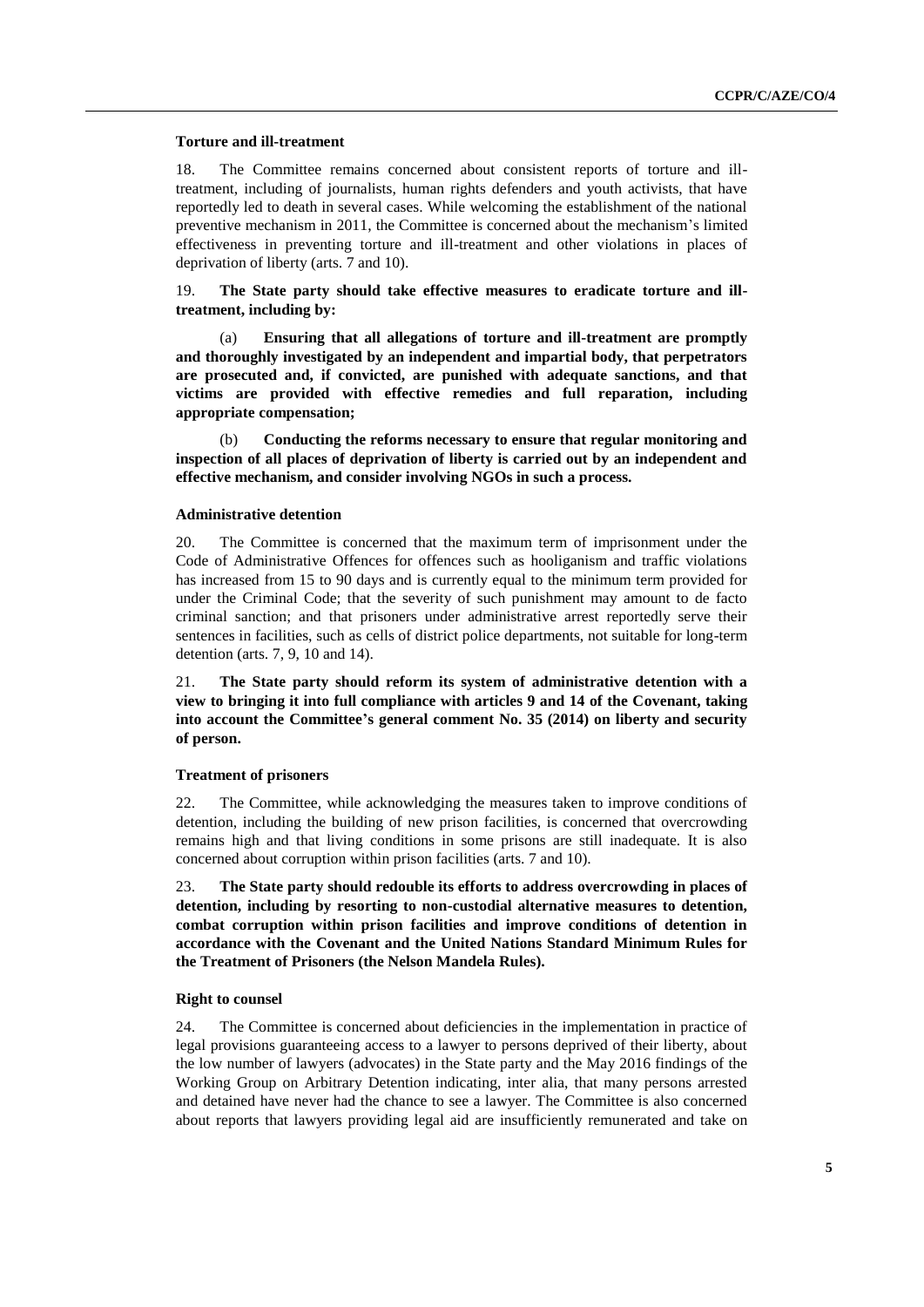### Torture and ill-treatment

18. The Committee remains concerned about consistent reports of torture and ill-treatment, including of journalists, human rights defenders and youth activists, that have reportedly led to death in several cases. While welcoming the establishment of the national preventive mechanism in 2011, the Committee is concerned about the mechanism's limited effectiveness in preventing torture and ill-treatment and other violations in places of deprivation of liberty (arts. 7 and 10).

19. **The State party should take effective measures to eradicate torture and ill-treatment, including by:**

(a) **Ensuring that all allegations of torture and ill-treatment are promptly and thoroughly investigated by an independent and impartial body, that perpetrators are prosecuted and, if convicted, are punished with adequate sanctions, and that victims are provided with effective remedies and full reparation, including appropriate compensation;**

(b) **Conducting the reforms necessary to ensure that regular monitoring and inspection of all places of deprivation of liberty is carried out by an independent and effective mechanism, and consider involving NGOs in such a process.**

### Administrative detention

20. The Committee is concerned that the maximum term of imprisonment under the Code of Administrative Offences for offences such as hooliganism and traffic violations has increased from 15 to 90 days and is currently equal to the minimum term provided for under the Criminal Code; that the severity of such punishment may amount to de facto criminal sanction; and that prisoners under administrative arrest reportedly serve their sentences in facilities, such as cells of district police departments, not suitable for long-term detention (arts. 7, 9, 10 and 14).

21. **The State party should reform its system of administrative detention with a view to bringing it into full compliance with articles 9 and 14 of the Covenant, taking into account the Committee's general comment No. 35 (2014) on liberty and security of person.**

### Treatment of prisoners

22. The Committee, while acknowledging the measures taken to improve conditions of detention, including the building of new prison facilities, is concerned that overcrowding remains high and that living conditions in some prisons are still inadequate. It is also concerned about corruption within prison facilities (arts. 7 and 10).

23. **The State party should redouble its efforts to address overcrowding in places of detention, including by resorting to non-custodial alternative measures to detention, combat corruption within prison facilities and improve conditions of detention in accordance with the Covenant and the United Nations Standard Minimum Rules for the Treatment of Prisoners (the Nelson Mandela Rules).**

### Right to counsel

24. The Committee is concerned about deficiencies in the implementation in practice of legal provisions guaranteeing access to a lawyer to persons deprived of their liberty, about the low number of lawyers (advocates) in the State party and the May 2016 findings of the Working Group on Arbitrary Detention indicating, inter alia, that many persons arrested and detained have never had the chance to see a lawyer. The Committee is also concerned about reports that lawyers providing legal aid are insufficiently remunerated and take on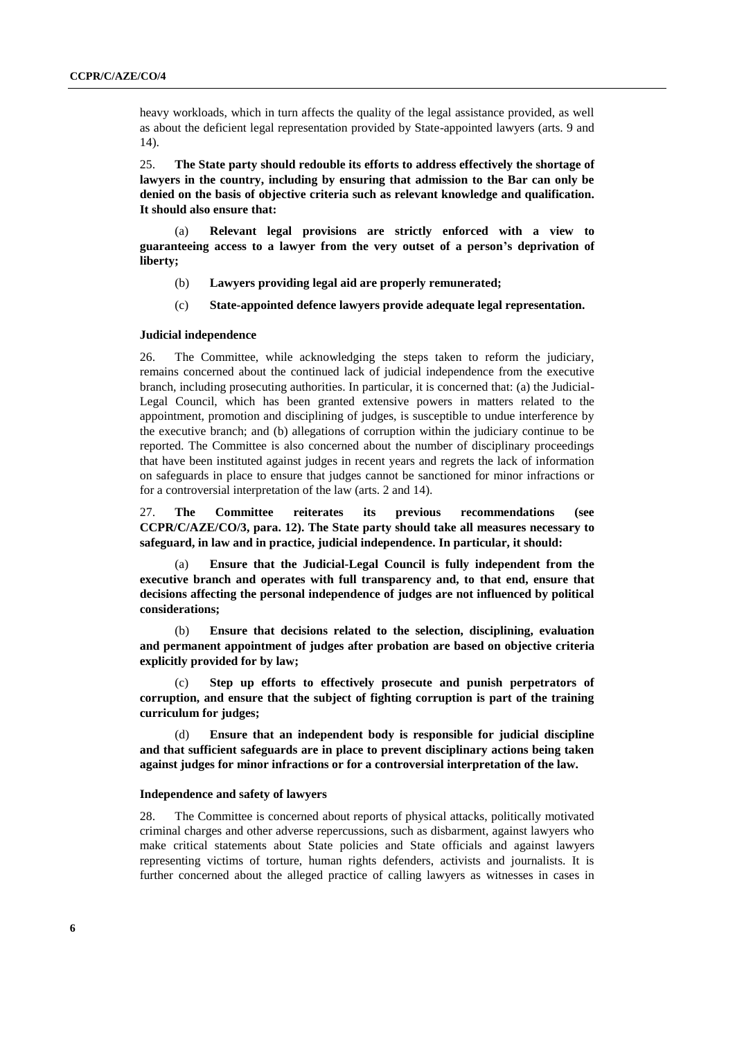heavy workloads, which in turn affects the quality of the legal assistance provided, as well as about the deficient legal representation provided by State-appointed lawyers (arts. 9 and 14).

25. **The State party should redouble its efforts to address effectively the shortage of lawyers in the country, including by ensuring that admission to the Bar can only be denied on the basis of objective criteria such as relevant knowledge and qualification. It should also ensure that:**

(a) **Relevant legal provisions are strictly enforced with a view to guaranteeing access to a lawyer from the very outset of a person's deprivation of liberty;**

(b) **Lawyers providing legal aid are properly remunerated;**

(c) **State-appointed defence lawyers provide adequate legal representation.**

#### Judicial independence

26. The Committee, while acknowledging the steps taken to reform the judiciary, remains concerned about the continued lack of judicial independence from the executive branch, including prosecuting authorities. In particular, it is concerned that: (a) the Judicial-Legal Council, which has been granted extensive powers in matters related to the appointment, promotion and disciplining of judges, is susceptible to undue interference by the executive branch; and (b) allegations of corruption within the judiciary continue to be reported. The Committee is also concerned about the number of disciplinary proceedings that have been instituted against judges in recent years and regrets the lack of information on safeguards in place to ensure that judges cannot be sanctioned for minor infractions or for a controversial interpretation of the law (arts. 2 and 14).

27. **The Committee reiterates its previous recommendations (see CCPR/C/AZE/CO/3, para. 12). The State party should take all measures necessary to safeguard, in law and in practice, judicial independence. In particular, it should:**

(a) **Ensure that the Judicial-Legal Council is fully independent from the executive branch and operates with full transparency and, to that end, ensure that decisions affecting the personal independence of judges are not influenced by political considerations;**

(b) **Ensure that decisions related to the selection, disciplining, evaluation and permanent appointment of judges after probation are based on objective criteria explicitly provided for by law;**

(c) **Step up efforts to effectively prosecute and punish perpetrators of corruption, and ensure that the subject of fighting corruption is part of the training curriculum for judges;**

(d) **Ensure that an independent body is responsible for judicial discipline and that sufficient safeguards are in place to prevent disciplinary actions being taken against judges for minor infractions or for a controversial interpretation of the law.**

#### Independence and safety of lawyers

28. The Committee is concerned about reports of physical attacks, politically motivated criminal charges and other adverse repercussions, such as disbarment, against lawyers who make critical statements about State policies and State officials and against lawyers representing victims of torture, human rights defenders, activists and journalists. It is further concerned about the alleged practice of calling lawyers as witnesses in cases in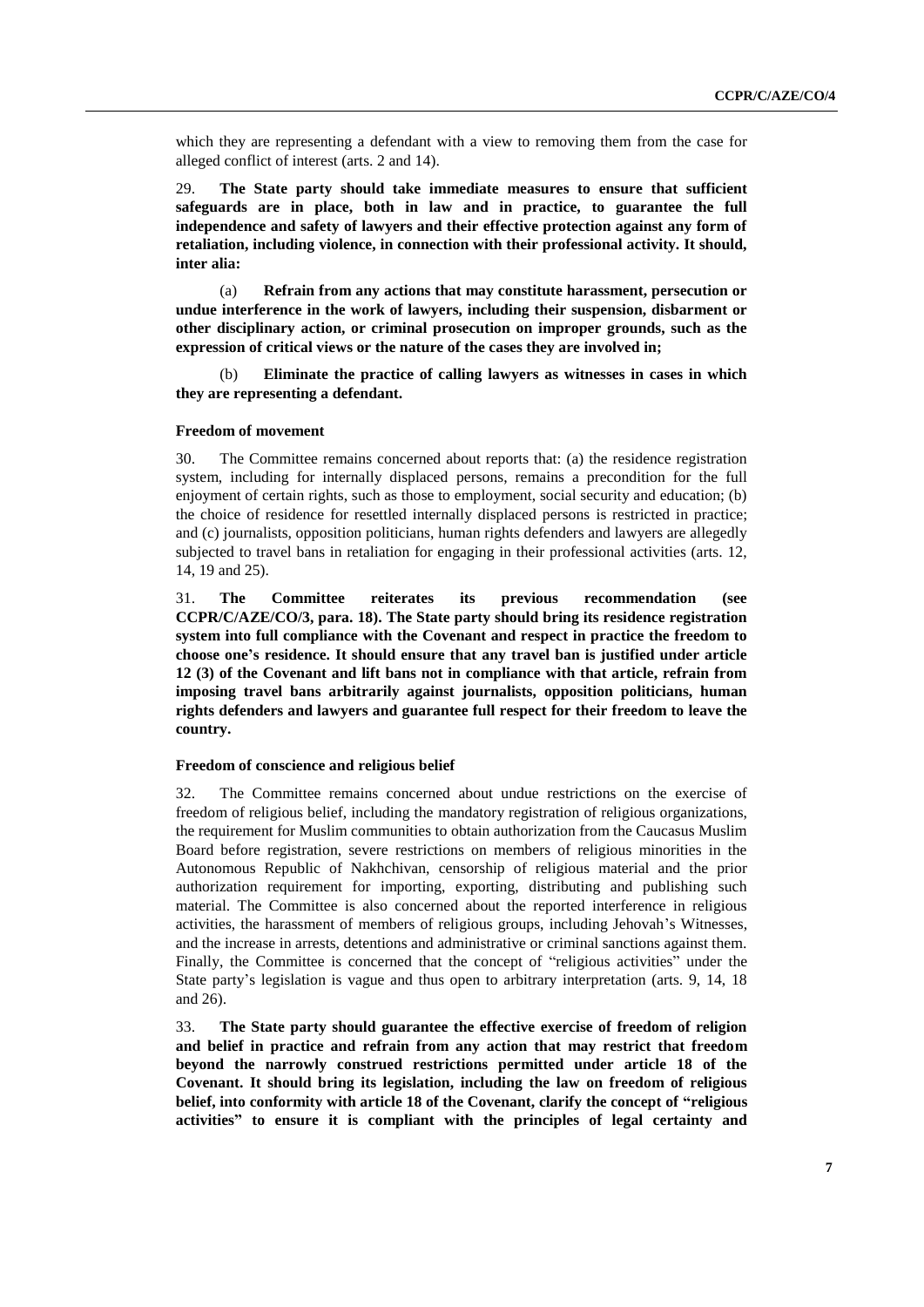which they are representing a defendant with a view to removing them from the case for alleged conflict of interest (arts. 2 and 14).

29. **The State party should take immediate measures to ensure that sufficient safeguards are in place, both in law and in practice, to guarantee the full independence and safety of lawyers and their effective protection against any form of retaliation, including violence, in connection with their professional activity. It should, inter alia:**

(a) **Refrain from any actions that may constitute harassment, persecution or undue interference in the work of lawyers, including their suspension, disbarment or other disciplinary action, or criminal prosecution on improper grounds, such as the expression of critical views or the nature of the cases they are involved in;**

(b) **Eliminate the practice of calling lawyers as witnesses in cases in which they are representing a defendant.**

### Freedom of movement

30. The Committee remains concerned about reports that: (a) the residence registration system, including for internally displaced persons, remains a precondition for the full enjoyment of certain rights, such as those to employment, social security and education; (b) the choice of residence for resettled internally displaced persons is restricted in practice; and (c) journalists, opposition politicians, human rights defenders and lawyers are allegedly subjected to travel bans in retaliation for engaging in their professional activities (arts. 12, 14, 19 and 25).

31. **The Committee reiterates its previous recommendation (see CCPR/C/AZE/CO/3, para. 18). The State party should bring its residence registration system into full compliance with the Covenant and respect in practice the freedom to choose one's residence. It should ensure that any travel ban is justified under article 12 (3) of the Covenant and lift bans not in compliance with that article, refrain from imposing travel bans arbitrarily against journalists, opposition politicians, human rights defenders and lawyers and guarantee full respect for their freedom to leave the country.**

### Freedom of conscience and religious belief

32. The Committee remains concerned about undue restrictions on the exercise of freedom of religious belief, including the mandatory registration of religious organizations, the requirement for Muslim communities to obtain authorization from the Caucasus Muslim Board before registration, severe restrictions on members of religious minorities in the Autonomous Republic of Nakhchivan, censorship of religious material and the prior authorization requirement for importing, exporting, distributing and publishing such material. The Committee is also concerned about the reported interference in religious activities, the harassment of members of religious groups, including Jehovah's Witnesses, and the increase in arrests, detentions and administrative or criminal sanctions against them. Finally, the Committee is concerned that the concept of "religious activities" under the State party's legislation is vague and thus open to arbitrary interpretation (arts. 9, 14, 18 and 26).

33. **The State party should guarantee the effective exercise of freedom of religion and belief in practice and refrain from any action that may restrict that freedom beyond the narrowly construed restrictions permitted under article 18 of the Covenant. It should bring its legislation, including the law on freedom of religious belief, into conformity with article 18 of the Covenant, clarify the concept of "religious activities" to ensure it is compliant with the principles of legal certainty and**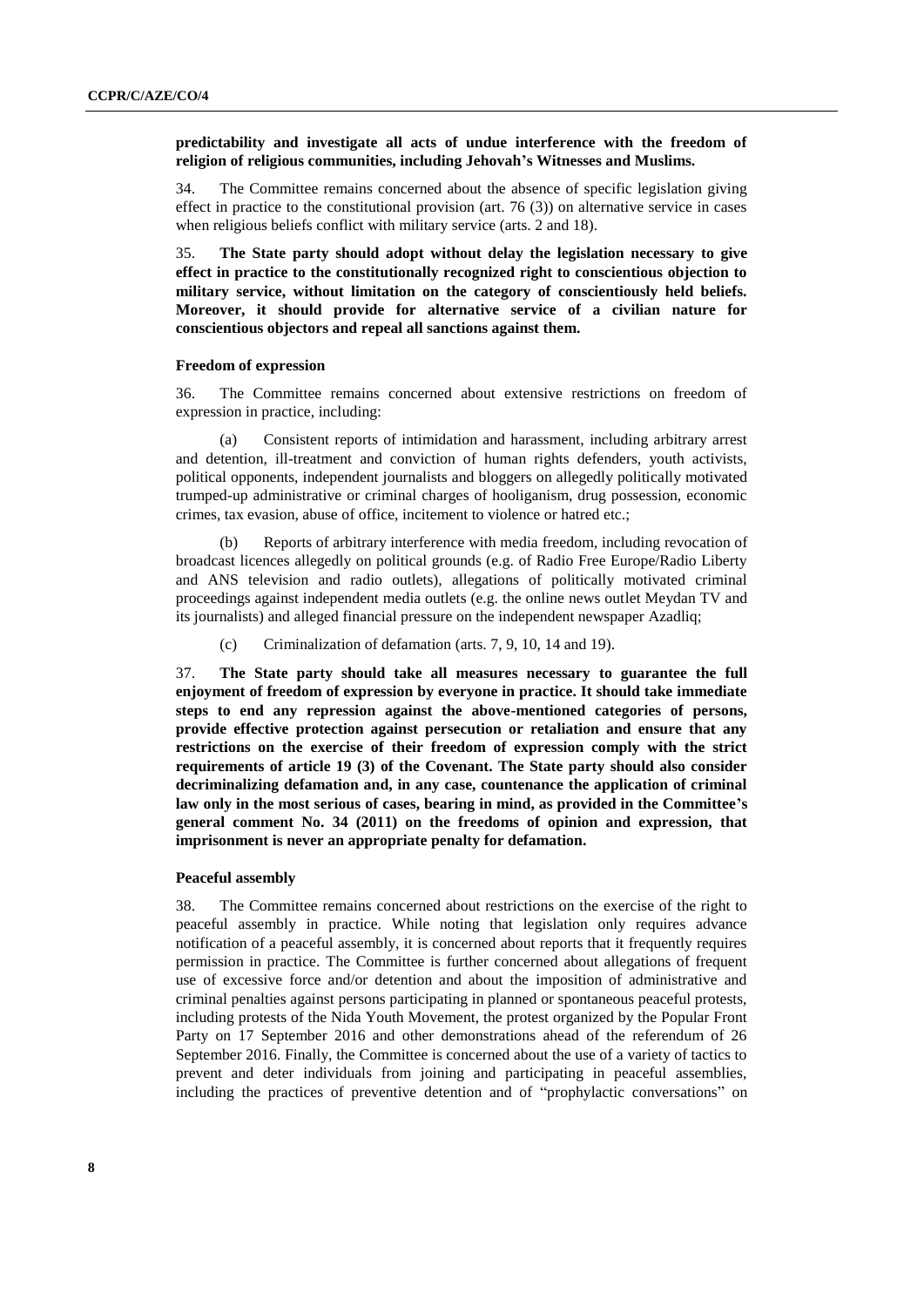**predictability and investigate all acts of undue interference with the freedom of religion of religious communities, including Jehovah's Witnesses and Muslims.**

34. The Committee remains concerned about the absence of specific legislation giving effect in practice to the constitutional provision (art. 76 (3)) on alternative service in cases when religious beliefs conflict with military service (arts. 2 and 18).

35. **The State party should adopt without delay the legislation necessary to give effect in practice to the constitutionally recognized right to conscientious objection to military service, without limitation on the category of conscientiously held beliefs. Moreover, it should provide for alternative service of a civilian nature for conscientious objectors and repeal all sanctions against them.**

#### Freedom of expression

36. The Committee remains concerned about extensive restrictions on freedom of expression in practice, including:

(a) Consistent reports of intimidation and harassment, including arbitrary arrest and detention, ill-treatment and conviction of human rights defenders, youth activists, political opponents, independent journalists and bloggers on allegedly politically motivated trumped-up administrative or criminal charges of hooliganism, drug possession, economic crimes, tax evasion, abuse of office, incitement to violence or hatred etc.;

(b) Reports of arbitrary interference with media freedom, including revocation of broadcast licences allegedly on political grounds (e.g. of Radio Free Europe/Radio Liberty and ANS television and radio outlets), allegations of politically motivated criminal proceedings against independent media outlets (e.g. the online news outlet Meydan TV and its journalists) and alleged financial pressure on the independent newspaper Azadliq;

(c) Criminalization of defamation (arts. 7, 9, 10, 14 and 19).

37. **The State party should take all measures necessary to guarantee the full enjoyment of freedom of expression by everyone in practice. It should take immediate steps to end any repression against the above-mentioned categories of persons, provide effective protection against persecution or retaliation and ensure that any restrictions on the exercise of their freedom of expression comply with the strict requirements of article 19 (3) of the Covenant. The State party should also consider decriminalizing defamation and, in any case, countenance the application of criminal law only in the most serious of cases, bearing in mind, as provided in the Committee's general comment No. 34 (2011) on the freedoms of opinion and expression, that imprisonment is never an appropriate penalty for defamation.**

#### Peaceful assembly

38. The Committee remains concerned about restrictions on the exercise of the right to peaceful assembly in practice. While noting that legislation only requires advance notification of a peaceful assembly, it is concerned about reports that it frequently requires permission in practice. The Committee is further concerned about allegations of frequent use of excessive force and/or detention and about the imposition of administrative and criminal penalties against persons participating in planned or spontaneous peaceful protests, including protests of the Nida Youth Movement, the protest organized by the Popular Front Party on 17 September 2016 and other demonstrations ahead of the referendum of 26 September 2016. Finally, the Committee is concerned about the use of a variety of tactics to prevent and deter individuals from joining and participating in peaceful assemblies, including the practices of preventive detention and of "prophylactic conversations" on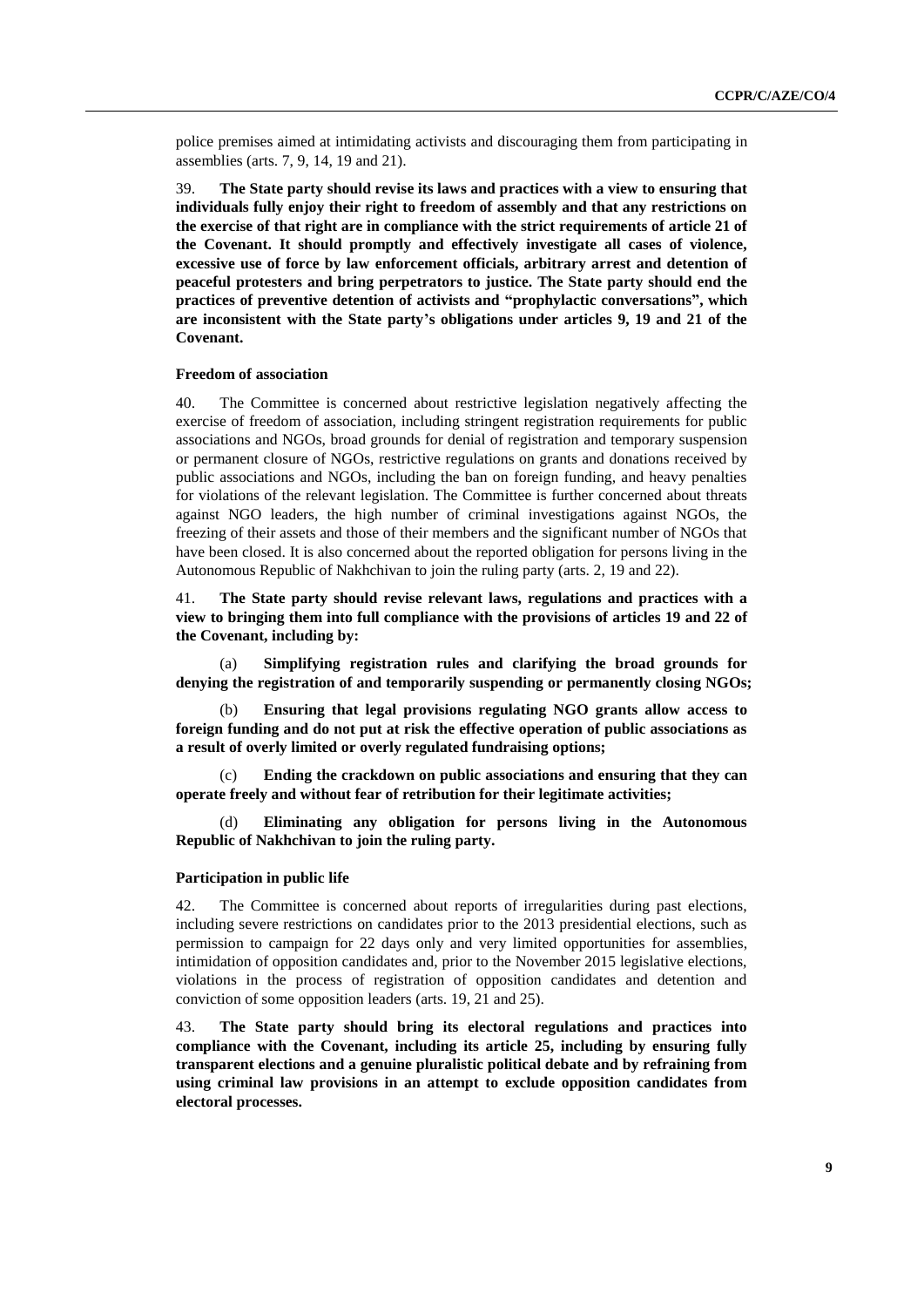police premises aimed at intimidating activists and discouraging them from participating in assemblies (arts. 7, 9, 14, 19 and 21).

39. **The State party should revise its laws and practices with a view to ensuring that individuals fully enjoy their right to freedom of assembly and that any restrictions on the exercise of that right are in compliance with the strict requirements of article 21 of the Covenant. It should promptly and effectively investigate all cases of violence, excessive use of force by law enforcement officials, arbitrary arrest and detention of peaceful protesters and bring perpetrators to justice. The State party should end the practices of preventive detention of activists and "prophylactic conversations", which are inconsistent with the State party's obligations under articles 9, 19 and 21 of the Covenant.**

### Freedom of association

40. The Committee is concerned about restrictive legislation negatively affecting the exercise of freedom of association, including stringent registration requirements for public associations and NGOs, broad grounds for denial of registration and temporary suspension or permanent closure of NGOs, restrictive regulations on grants and donations received by public associations and NGOs, including the ban on foreign funding, and heavy penalties for violations of the relevant legislation. The Committee is further concerned about threats against NGO leaders, the high number of criminal investigations against NGOs, the freezing of their assets and those of their members and the significant number of NGOs that have been closed. It is also concerned about the reported obligation for persons living in the Autonomous Republic of Nakhchivan to join the ruling party (arts. 2, 19 and 22).

41. **The State party should revise relevant laws, regulations and practices with a view to bringing them into full compliance with the provisions of articles 19 and 22 of the Covenant, including by:**

(a) **Simplifying registration rules and clarifying the broad grounds for denying the registration of and temporarily suspending or permanently closing NGOs;**

(b) **Ensuring that legal provisions regulating NGO grants allow access to foreign funding and do not put at risk the effective operation of public associations as a result of overly limited or overly regulated fundraising options;**

(c) **Ending the crackdown on public associations and ensuring that they can operate freely and without fear of retribution for their legitimate activities;**

(d) **Eliminating any obligation for persons living in the Autonomous Republic of Nakhchivan to join the ruling party.**

### Participation in public life

42. The Committee is concerned about reports of irregularities during past elections, including severe restrictions on candidates prior to the 2013 presidential elections, such as permission to campaign for 22 days only and very limited opportunities for assemblies, intimidation of opposition candidates and, prior to the November 2015 legislative elections, violations in the process of registration of opposition candidates and detention and conviction of some opposition leaders (arts. 19, 21 and 25).

43. **The State party should bring its electoral regulations and practices into compliance with the Covenant, including its article 25, including by ensuring fully transparent elections and a genuine pluralistic political debate and by refraining from using criminal law provisions in an attempt to exclude opposition candidates from electoral processes.**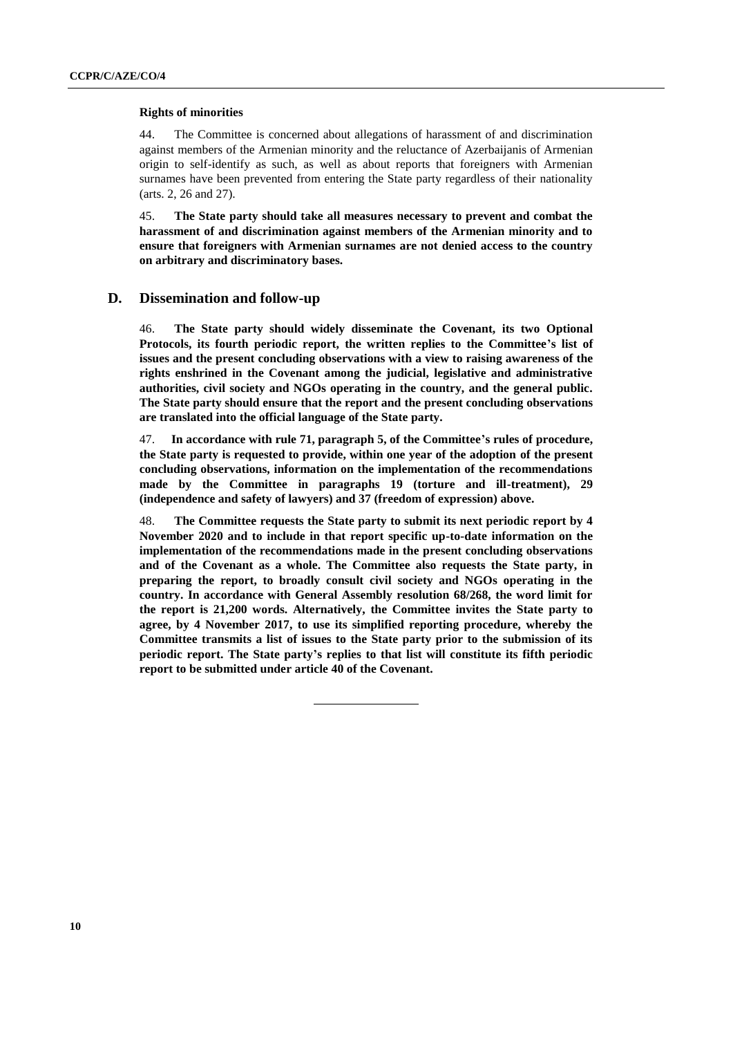### Rights of minorities

44. The Committee is concerned about allegations of harassment of and discrimination against members of the Armenian minority and the reluctance of Azerbaijanis of Armenian origin to self-identify as such, as well as about reports that foreigners with Armenian surnames have been prevented from entering the State party regardless of their nationality (arts. 2, 26 and 27).

45. **The State party should take all measures necessary to prevent and combat the harassment of and discrimination against members of the Armenian minority and to ensure that foreigners with Armenian surnames are not denied access to the country on arbitrary and discriminatory bases.**

## D. Dissemination and follow-up

46. **The State party should widely disseminate the Covenant, its two Optional Protocols, its fourth periodic report, the written replies to the Committee's list of issues and the present concluding observations with a view to raising awareness of the rights enshrined in the Covenant among the judicial, legislative and administrative authorities, civil society and NGOs operating in the country, and the general public. The State party should ensure that the report and the present concluding observations are translated into the official language of the State party.**

47. **In accordance with rule 71, paragraph 5, of the Committee's rules of procedure, the State party is requested to provide, within one year of the adoption of the present concluding observations, information on the implementation of the recommendations made by the Committee in paragraphs 19 (torture and ill-treatment), 29 (independence and safety of lawyers) and 37 (freedom of expression) above.**

48. **The Committee requests the State party to submit its next periodic report by 4 November 2020 and to include in that report specific up-to-date information on the implementation of the recommendations made in the present concluding observations and of the Covenant as a whole. The Committee also requests the State party, in preparing the report, to broadly consult civil society and NGOs operating in the country. In accordance with General Assembly resolution 68/268, the word limit for the report is 21,200 words. Alternatively, the Committee invites the State party to agree, by 4 November 2017, to use its simplified reporting procedure, whereby the Committee transmits a list of issues to the State party prior to the submission of its periodic report. The State party's replies to that list will constitute its fifth periodic report to be submitted under article 40 of the Covenant.**